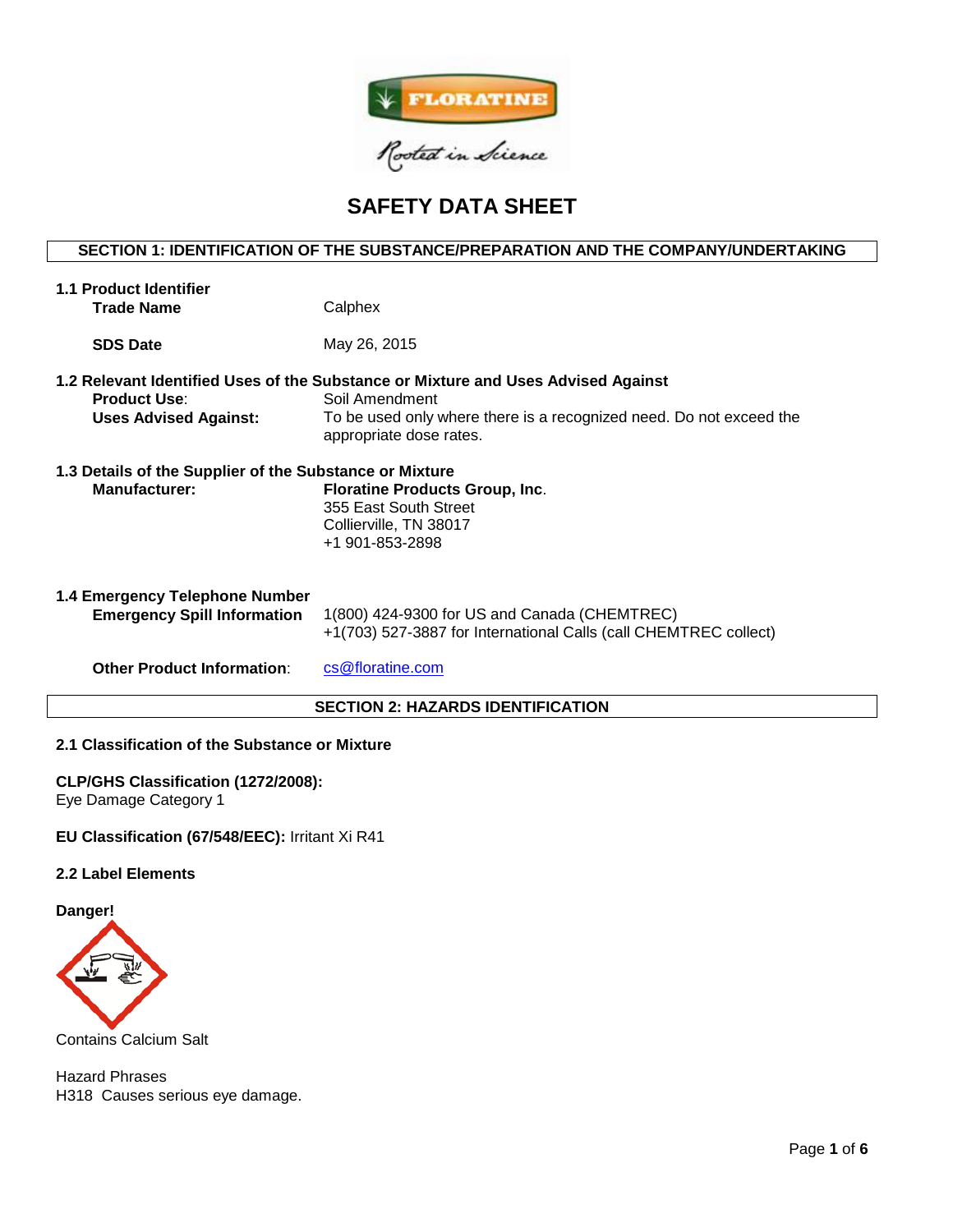# SAFETY DATA SHEET

## SECTION 1: IDENTIFICATION OF THE SUBSTANCE/PREPARATION AND THE COMPANY/UNDERTAKING

### 1.1 Product Identifier

**Trade Name** Calphex

**SDS Date** May 26, 2015

### 1.2 Relevant Identified Uses of the Substance or Mixture and Uses Advised Against

**Product Use**: Soil Amendment

**Uses Advised Against:** To be used only where there is a recognized need. Do not exceed the appropriate dose rates.

### 1.3 Details of the Supplier of the Substance or Mixture

**Manufacturer:** **Floratine Products Group, Inc**.
355 East South Street
Collierville, TN 38017
+1 901-853-2898

### 1.4 Emergency Telephone Number

**Emergency Spill Information** 1(800) 424-9300 for US and Canada (CHEMTREC)
+1(703) 527-3887 for International Calls (call CHEMTREC collect)

**Other Product Information**: cs@floratine.com

## SECTION 2: HAZARDS IDENTIFICATION

### 2.1 Classification of the Substance or Mixture

**CLP/GHS Classification (1272/2008):**
Eye Damage Category 1

**EU Classification (67/548/EEC):** Irritant Xi R41

### 2.2 Label Elements

**Danger!**

Contains Calcium Salt

Hazard Phrases
H318 Causes serious eye damage.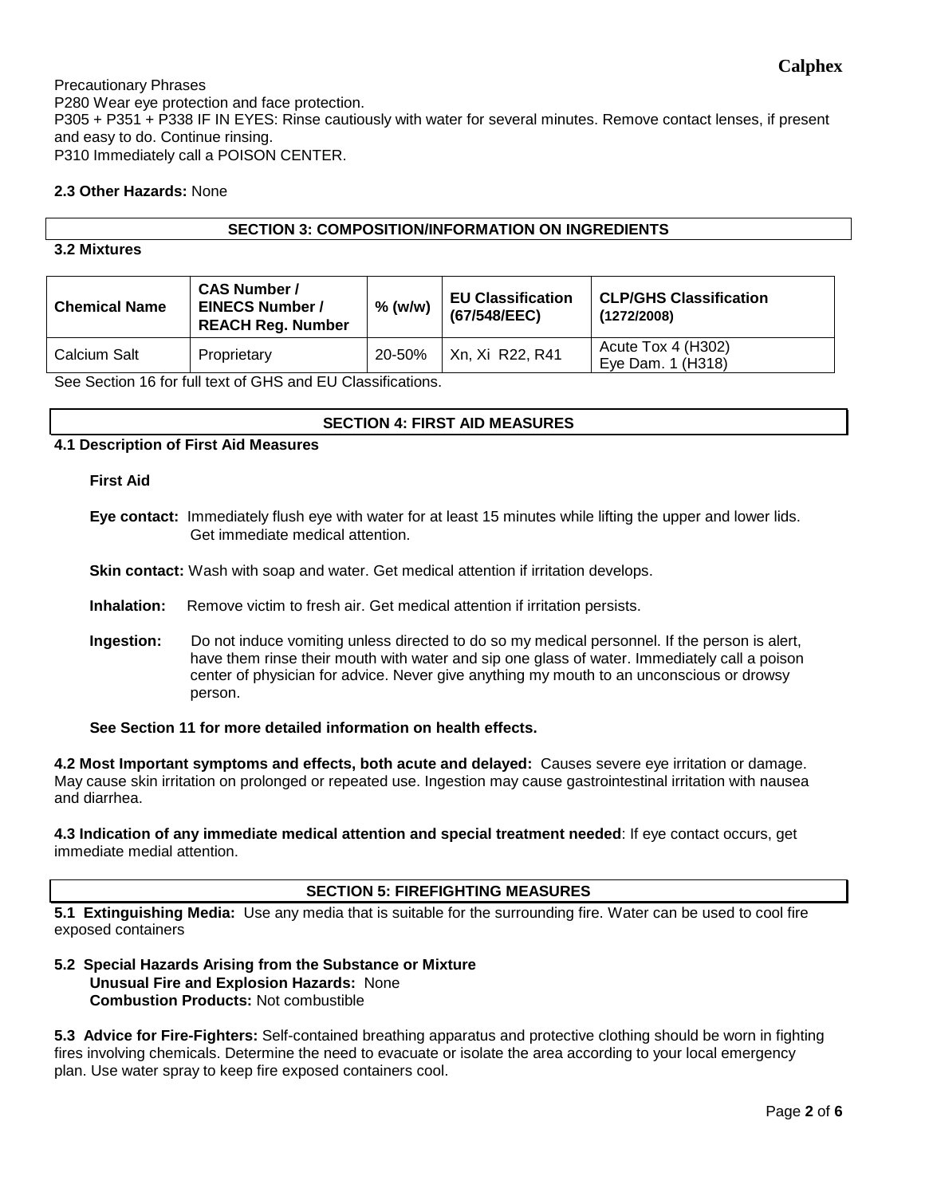Precautionary Phrases

P280 Wear eye protection and face protection.

P305 + P351 + P338 IF IN EYES: Rinse cautiously with water for several minutes. Remove contact lenses, if present and easy to do. Continue rinsing.

P310 Immediately call a POISON CENTER.

**2.3 Other Hazards:** None

## SECTION 3: COMPOSITION/INFORMATION ON INGREDIENTS

**3.2 Mixtures**

| Chemical Name | CAS Number / EINECS Number / REACH Reg. Number | % (w/w) | EU Classification (67/548/EEC) | CLP/GHS Classification (1272/2008) |
|---|---|---|---|---|
| Calcium Salt | Proprietary | 20-50% | Xn, Xi R22, R41 | Acute Tox 4 (H302) Eye Dam. 1 (H318) |

See Section 16 for full text of GHS and EU Classifications.

## SECTION 4: FIRST AID MEASURES

**4.1 Description of First Aid Measures**

**First Aid**

**Eye contact:** Immediately flush eye with water for at least 15 minutes while lifting the upper and lower lids. Get immediate medical attention.

**Skin contact:** Wash with soap and water. Get medical attention if irritation develops.

**Inhalation:** Remove victim to fresh air. Get medical attention if irritation persists.

**Ingestion:** Do not induce vomiting unless directed to do so my medical personnel. If the person is alert, have them rinse their mouth with water and sip one glass of water. Immediately call a poison center of physician for advice. Never give anything my mouth to an unconscious or drowsy person.

**See Section 11 for more detailed information on health effects.**

**4.2 Most Important symptoms and effects, both acute and delayed:** Causes severe eye irritation or damage. May cause skin irritation on prolonged or repeated use. Ingestion may cause gastrointestinal irritation with nausea and diarrhea.

**4.3 Indication of any immediate medical attention and special treatment needed**: If eye contact occurs, get immediate medial attention.

## SECTION 5: FIREFIGHTING MEASURES

**5.1 Extinguishing Media:** Use any media that is suitable for the surrounding fire. Water can be used to cool fire exposed containers

**5.2 Special Hazards Arising from the Substance or Mixture**

**Unusual Fire and Explosion Hazards:** None

**Combustion Products:** Not combustible

**5.3 Advice for Fire-Fighters:** Self-contained breathing apparatus and protective clothing should be worn in fighting fires involving chemicals. Determine the need to evacuate or isolate the area according to your local emergency plan. Use water spray to keep fire exposed containers cool.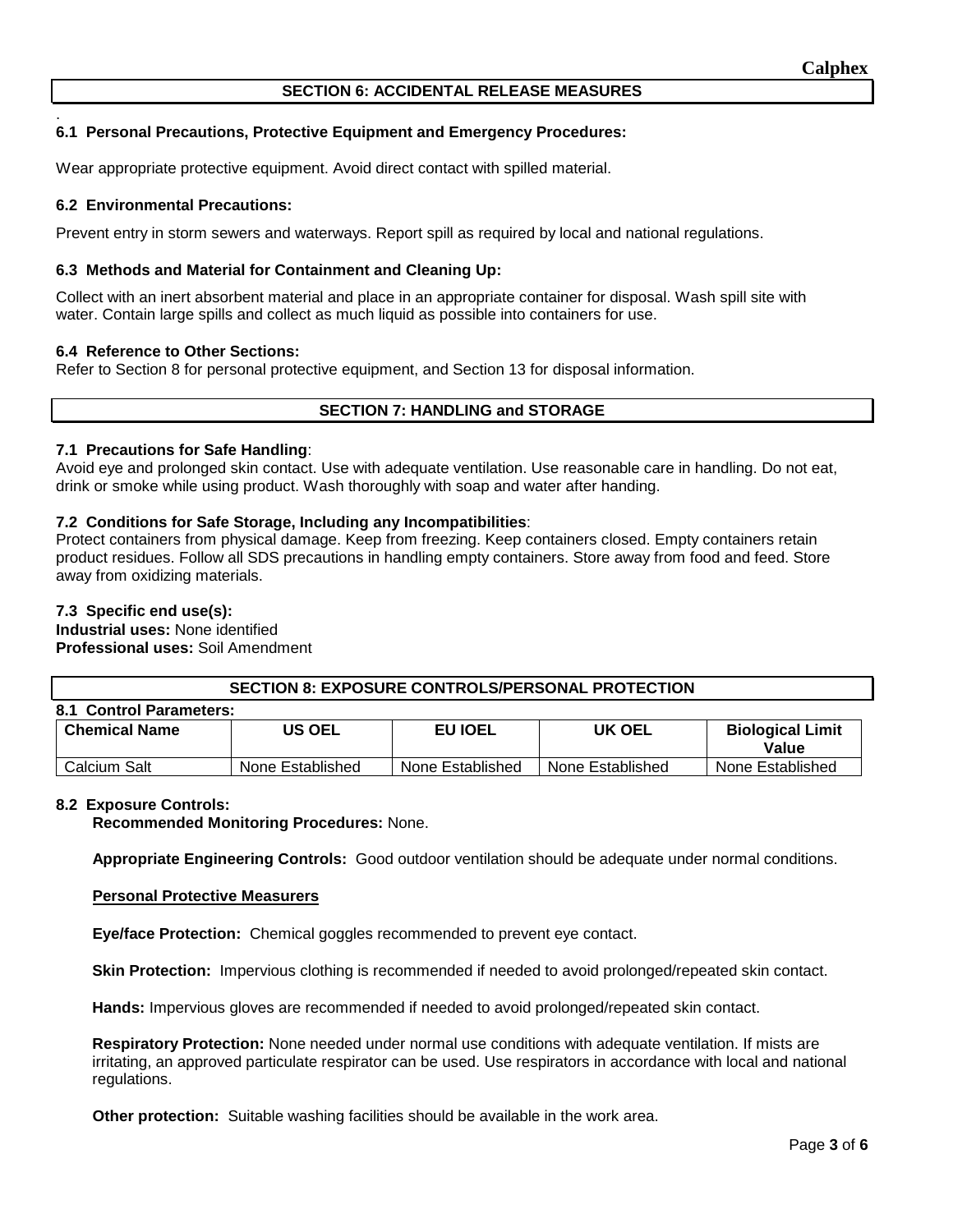## SECTION 6: ACCIDENTAL RELEASE MEASURES

### 6.1 Personal Precautions, Protective Equipment and Emergency Procedures:

Wear appropriate protective equipment. Avoid direct contact with spilled material.

### 6.2 Environmental Precautions:

Prevent entry in storm sewers and waterways. Report spill as required by local and national regulations.

### 6.3 Methods and Material for Containment and Cleaning Up:

Collect with an inert absorbent material and place in an appropriate container for disposal. Wash spill site with water. Contain large spills and collect as much liquid as possible into containers for use.

### 6.4 Reference to Other Sections:

Refer to Section 8 for personal protective equipment, and Section 13 for disposal information.

## SECTION 7: HANDLING and STORAGE

### 7.1 Precautions for Safe Handling:

Avoid eye and prolonged skin contact. Use with adequate ventilation. Use reasonable care in handling. Do not eat, drink or smoke while using product. Wash thoroughly with soap and water after handing.

### 7.2 Conditions for Safe Storage, Including any Incompatibilities:

Protect containers from physical damage. Keep from freezing. Keep containers closed. Empty containers retain product residues. Follow all SDS precautions in handling empty containers. Store away from food and feed. Store away from oxidizing materials.

### 7.3 Specific end use(s):

**Industrial uses:** None identified
**Professional uses:** Soil Amendment

## SECTION 8: EXPOSURE CONTROLS/PERSONAL PROTECTION

### 8.1 Control Parameters:

| Chemical Name | US OEL | EU IOEL | UK OEL | Biological Limit Value |
|---|---|---|---|---|
| Calcium Salt | None Established | None Established | None Established | None Established |

### 8.2 Exposure Controls:

**Recommended Monitoring Procedures:** None.

**Appropriate Engineering Controls:** Good outdoor ventilation should be adequate under normal conditions.

**Personal Protective Measurers**

**Eye/face Protection:** Chemical goggles recommended to prevent eye contact.

**Skin Protection:** Impervious clothing is recommended if needed to avoid prolonged/repeated skin contact.

**Hands:** Impervious gloves are recommended if needed to avoid prolonged/repeated skin contact.

**Respiratory Protection:** None needed under normal use conditions with adequate ventilation. If mists are irritating, an approved particulate respirator can be used. Use respirators in accordance with local and national regulations.

**Other protection:** Suitable washing facilities should be available in the work area.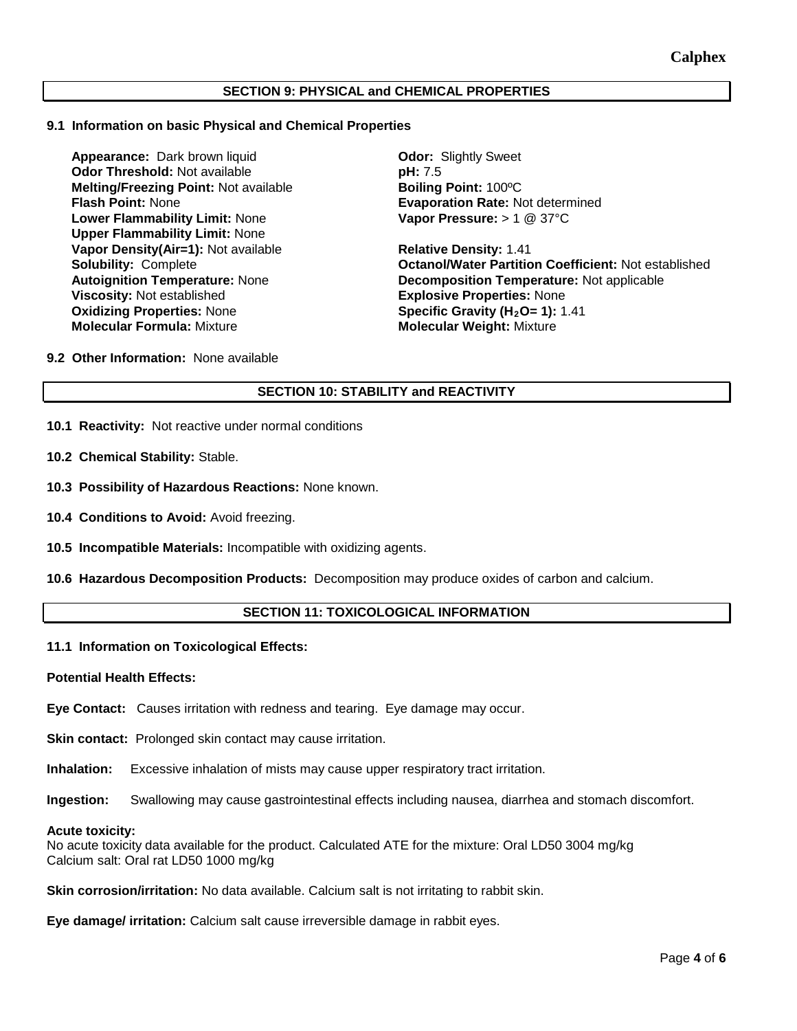## SECTION 9: PHYSICAL and CHEMICAL PROPERTIES

### 9.1 Information on basic Physical and Chemical Properties

**Appearance:** Dark brown liquid
**Odor:** Slightly Sweet
**Odor Threshold:** Not available
**pH:** 7.5
**Melting/Freezing Point:** Not available
**Boiling Point:** 100ºC
**Flash Point:** None
**Evaporation Rate:** Not determined
**Lower Flammability Limit:** None
**Vapor Pressure:** > 1 @ 37°C
**Upper Flammability Limit:** None
**Vapor Density(Air=1):** Not available
**Relative Density:** 1.41
**Solubility:** Complete
**Octanol/Water Partition Coefficient:** Not established
**Autoignition Temperature:** None
**Decomposition Temperature:** Not applicable
**Viscosity:** Not established
**Explosive Properties:** None
**Oxidizing Properties:** None
**Specific Gravity ($H_2O$= 1):** 1.41
**Molecular Formula:** Mixture
**Molecular Weight:** Mixture

### 9.2 Other Information: None available

## SECTION 10: STABILITY and REACTIVITY

**10.1 Reactivity:** Not reactive under normal conditions

**10.2 Chemical Stability:** Stable.

**10.3 Possibility of Hazardous Reactions:** None known.

**10.4 Conditions to Avoid:** Avoid freezing.

**10.5 Incompatible Materials:** Incompatible with oxidizing agents.

**10.6 Hazardous Decomposition Products:** Decomposition may produce oxides of carbon and calcium.

## SECTION 11: TOXICOLOGICAL INFORMATION

### 11.1 Information on Toxicological Effects:

**Potential Health Effects:**

**Eye Contact:** Causes irritation with redness and tearing. Eye damage may occur.

**Skin contact:** Prolonged skin contact may cause irritation.

**Inhalation:** Excessive inhalation of mists may cause upper respiratory tract irritation.

**Ingestion:** Swallowing may cause gastrointestinal effects including nausea, diarrhea and stomach discomfort.

**Acute toxicity:**
No acute toxicity data available for the product. Calculated ATE for the mixture: Oral LD50 3004 mg/kg
Calcium salt: Oral rat LD50 1000 mg/kg

**Skin corrosion/irritation:** No data available. Calcium salt is not irritating to rabbit skin.

**Eye damage/ irritation:** Calcium salt cause irreversible damage in rabbit eyes.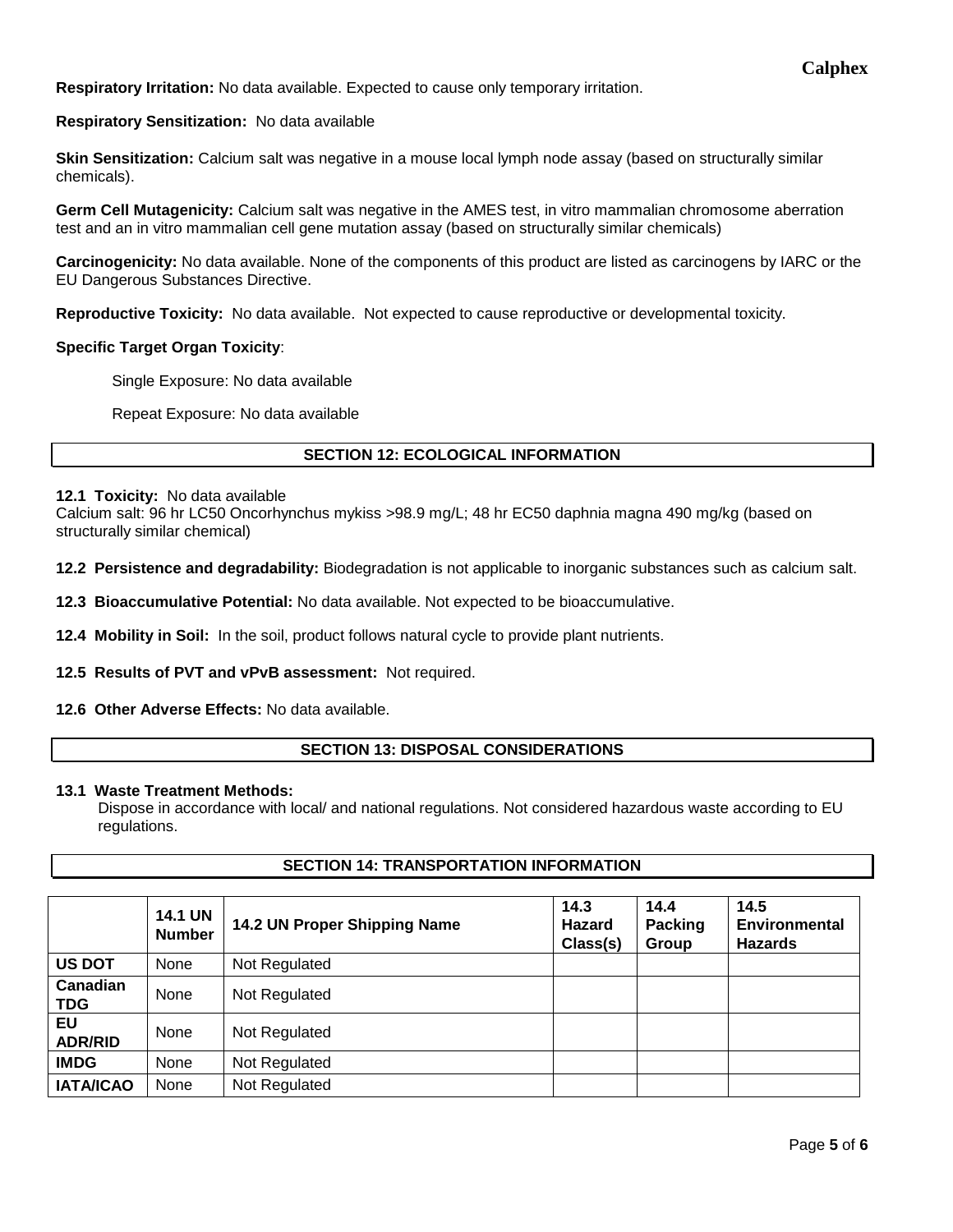**Respiratory Irritation:** No data available. Expected to cause only temporary irritation.

**Respiratory Sensitization:** No data available

**Skin Sensitization:** Calcium salt was negative in a mouse local lymph node assay (based on structurally similar chemicals).

**Germ Cell Mutagenicity:** Calcium salt was negative in the AMES test, in vitro mammalian chromosome aberration test and an in vitro mammalian cell gene mutation assay (based on structurally similar chemicals)

**Carcinogenicity:** No data available. None of the components of this product are listed as carcinogens by IARC or the EU Dangerous Substances Directive.

**Reproductive Toxicity:** No data available. Not expected to cause reproductive or developmental toxicity.

**Specific Target Organ Toxicity**:

Single Exposure: No data available

Repeat Exposure: No data available

## SECTION 12: ECOLOGICAL INFORMATION

**12.1 Toxicity:** No data available
Calcium salt: 96 hr LC50 Oncorhynchus mykiss >98.9 mg/L; 48 hr EC50 daphnia magna 490 mg/kg (based on structurally similar chemical)

**12.2 Persistence and degradability:** Biodegradation is not applicable to inorganic substances such as calcium salt.

**12.3 Bioaccumulative Potential:** No data available. Not expected to be bioaccumulative.

**12.4 Mobility in Soil:** In the soil, product follows natural cycle to provide plant nutrients.

**12.5 Results of PVT and vPvB assessment:** Not required.

**12.6 Other Adverse Effects:** No data available.

## SECTION 13: DISPOSAL CONSIDERATIONS

**13.1 Waste Treatment Methods:**
Dispose in accordance with local/ and national regulations. Not considered hazardous waste according to EU regulations.

## SECTION 14: TRANSPORTATION INFORMATION

| | 14.1 UN Number | 14.2 UN Proper Shipping Name | 14.3 Hazard Class(s) | 14.4 Packing Group | 14.5 Environmental Hazards |
|---|---|---|---|---|---|
| **US DOT** | None | Not Regulated | | | |
| **Canadian TDG** | None | Not Regulated | | | |
| **EU ADR/RID** | None | Not Regulated | | | |
| **IMDG** | None | Not Regulated | | | |
| **IATA/ICAO** | None | Not Regulated | | | |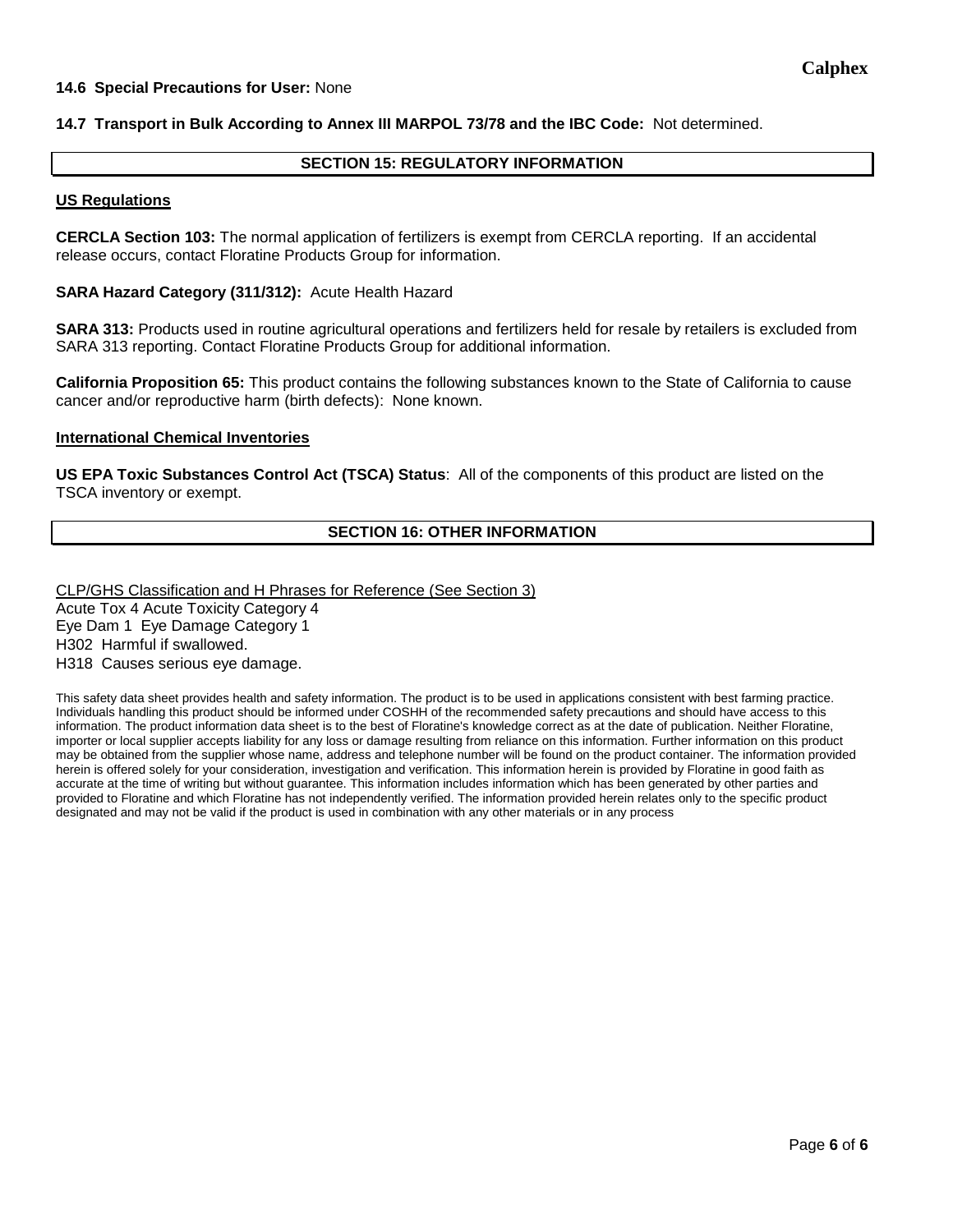**14.6 Special Precautions for User:** None

**14.7 Transport in Bulk According to Annex III MARPOL 73/78 and the IBC Code:** Not determined.

## SECTION 15: REGULATORY INFORMATION

**US Regulations**

**CERCLA Section 103:** The normal application of fertilizers is exempt from CERCLA reporting. If an accidental release occurs, contact Floratine Products Group for information.

**SARA Hazard Category (311/312):** Acute Health Hazard

**SARA 313:** Products used in routine agricultural operations and fertilizers held for resale by retailers is excluded from SARA 313 reporting. Contact Floratine Products Group for additional information.

**California Proposition 65:** This product contains the following substances known to the State of California to cause cancer and/or reproductive harm (birth defects): None known.

**International Chemical Inventories**

**US EPA Toxic Substances Control Act (TSCA) Status**: All of the components of this product are listed on the TSCA inventory or exempt.

## SECTION 16: OTHER INFORMATION

CLP/GHS Classification and H Phrases for Reference (See Section 3)
Acute Tox 4 Acute Toxicity Category 4
Eye Dam 1 Eye Damage Category 1
H302 Harmful if swallowed.
H318 Causes serious eye damage.

This safety data sheet provides health and safety information. The product is to be used in applications consistent with best farming practice. Individuals handling this product should be informed under COSHH of the recommended safety precautions and should have access to this information. The product information data sheet is to the best of Floratine's knowledge correct as at the date of publication. Neither Floratine, importer or local supplier accepts liability for any loss or damage resulting from reliance on this information. Further information on this product may be obtained from the supplier whose name, address and telephone number will be found on the product container. The information provided herein is offered solely for your consideration, investigation and verification. This information herein is provided by Floratine in good faith as accurate at the time of writing but without guarantee. This information includes information which has been generated by other parties and provided to Floratine and which Floratine has not independently verified. The information provided herein relates only to the specific product designated and may not be valid if the product is used in combination with any other materials or in any process